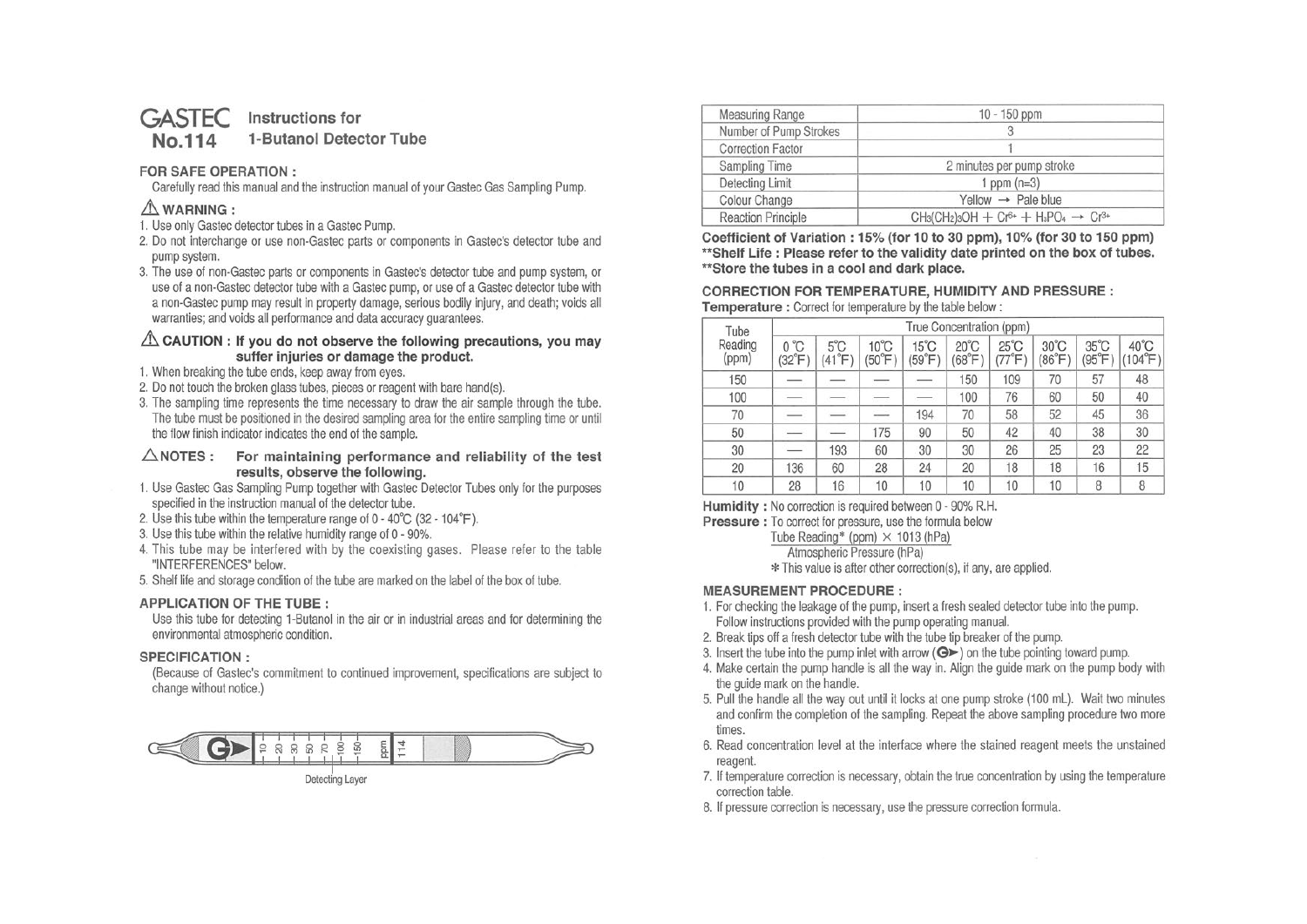# GASTEC No.114 Instructions for 1-Butanol Detector Tube

## FOR SAFE OPERATION :

Carefully read this manual and the instruction manual of your Gastec Gas Sampling Pump.

### ⚠ WARNING :

1. Use only Gastec detector tubes in a Gastec Pump.
2. Do not interchange or use non-Gastec parts or components in Gastec's detector tube and pump system.
3. The use of non-Gastec parts or components in Gastec's detector tube and pump system, or use of a non-Gastec detector tube with a Gastec pump, or use of a Gastec detector tube with a non-Gastec pump may result in property damage, serious bodily injury, and death; voids all warranties; and voids all performance and data accuracy guarantees.

### ⚠ CAUTION : If you do not observe the following precautions, you may suffer injuries or damage the product.

1. When breaking the tube ends, keep away from eyes.
2. Do not touch the broken glass tubes, pieces or reagent with bare hand(s).
3. The sampling time represents the time necessary to draw the air sample through the tube. The tube must be positioned in the desired sampling area for the entire sampling time or until the flow finish indicator indicates the end of the sample.

### △NOTES : For maintaining performance and reliability of the test results, observe the following.

1. Use Gastec Gas Sampling Pump together with Gastec Detector Tubes only for the purposes specified in the instruction manual of the detector tube.
2. Use this tube within the temperature range of 0 - 40℃ (32 - 104°F).
3. Use this tube within the relative humidity range of 0 - 90%.
4. This tube may be interfered with by the coexisting gases. Please refer to the table "INTERFERENCES" below.
5. Shelf life and storage condition of the tube are marked on the label of the box of tube.

## APPLICATION OF THE TUBE :

Use this tube for detecting 1-Butanol in the air or in industrial areas and for determining the environmental atmospheric condition.

## SPECIFICATION :

(Because of Gastec's commitment to continued improvement, specifications are subject to change without notice.)

Detecting Layer (10, 20, 30, 50, 70, 100, 150 ppm, 114)

| Measuring Range | 10 - 150 ppm |
|---|---|
| Number of Pump Strokes | 3 |
| Correction Factor | 1 |
| Sampling Time | 2 minutes per pump stroke |
| Detecting Limit | 1 ppm (n=3) |
| Colour Change | Yellow → Pale blue |
| Reaction Principle | $CH_3(CH_2)_3OH + Cr^{6+} + H_3PO_4 \rightarrow Cr^{3+}$ |

**Coefficient of Variation : 15% (for 10 to 30 ppm), 10% (for 30 to 150 ppm)**
****Shelf Life : Please refer to the validity date printed on the box of tubes.**
****Store the tubes in a cool and dark place.**

## CORRECTION FOR TEMPERATURE, HUMIDITY AND PRESSURE :

**Temperature :** Correct for temperature by the table below :

| Tube Reading (ppm) | True Concentration (ppm) | | | | | | | | |
|---|---|---|---|---|---|---|---|---|---|
| | 0℃ (32°F) | 5℃ (41°F) | 10℃ (50°F) | 15℃ (59°F) | 20℃ (68°F) | 25℃ (77°F) | 30℃ (86°F) | 35℃ (95°F) | 40℃ (104°F) |
| 150 | — | — | — | — | 150 | 109 | 70 | 57 | 48 |
| 100 | — | — | — | — | 100 | 76 | 60 | 50 | 40 |
| 70 | — | — | — | 194 | 70 | 58 | 52 | 45 | 36 |
| 50 | — | — | 175 | 90 | 50 | 42 | 40 | 38 | 30 |
| 30 | — | 193 | 60 | 30 | 30 | 26 | 25 | 23 | 22 |
| 20 | 136 | 60 | 28 | 24 | 20 | 18 | 18 | 16 | 15 |
| 10 | 28 | 16 | 10 | 10 | 10 | 10 | 10 | 8 | 8 |

**Humidity :** No correction is required between 0 - 90% R.H.

**Pressure :** To correct for pressure, use the formula below

$$\frac{\text{Tube Reading* (ppm)} \times 1013 \text{ (hPa)}}{\text{Atmospheric Pressure (hPa)}}$$

* This value is after other correction(s), if any, are applied.

## MEASUREMENT PROCEDURE :

1. For checking the leakage of the pump, insert a fresh sealed detector tube into the pump. Follow instructions provided with the pump operating manual.
2. Break tips off a fresh detector tube with the tube tip breaker of the pump.
3. Insert the tube into the pump inlet with arrow (G▶) on the tube pointing toward pump.
4. Make certain the pump handle is all the way in. Align the guide mark on the pump body with the guide mark on the handle.
5. Pull the handle all the way out until it locks at one pump stroke (100 mL). Wait two minutes and confirm the completion of the sampling. Repeat the above sampling procedure two more times.
6. Read concentration level at the interface where the stained reagent meets the unstained reagent.
7. If temperature correction is necessary, obtain the true concentration by using the temperature correction table.
8. If pressure correction is necessary, use the pressure correction formula.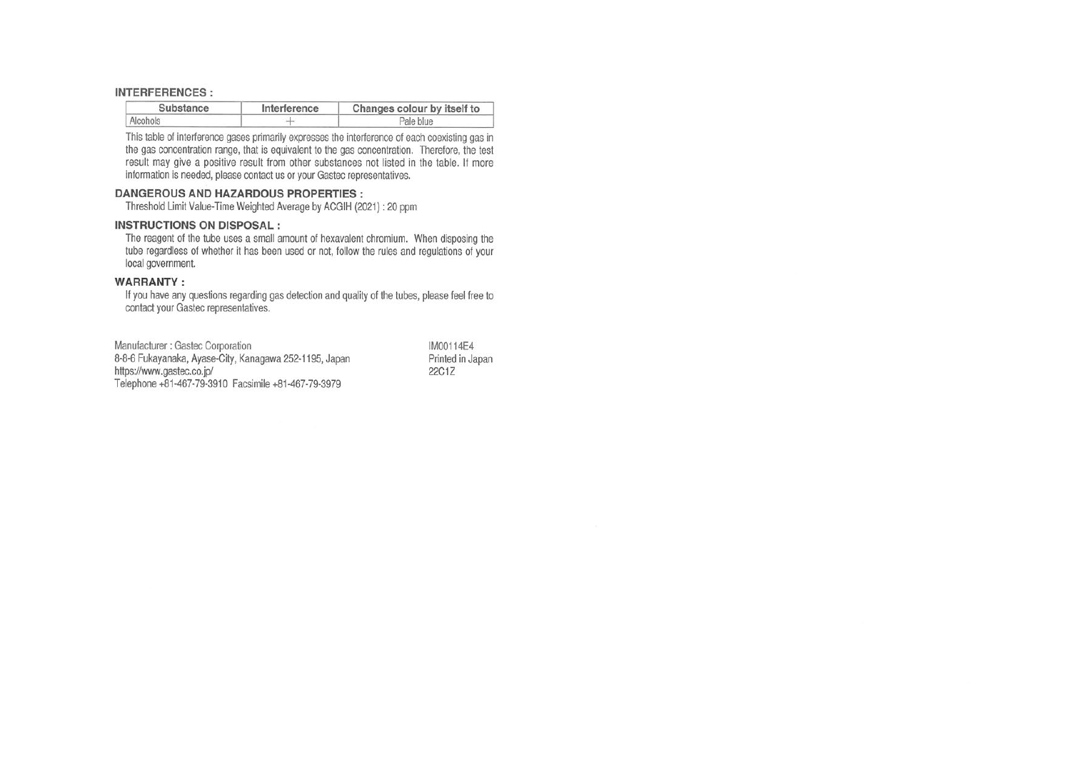## INTERFERENCES :

| Substance | Interference | Changes colour by itself to |
|---|---|---|
| Alcohols | + | Pale blue |

This table of interference gases primarily expresses the interference of each coexisting gas in the gas concentration range, that is equivalent to the gas concentration. Therefore, the test result may give a positive result from other substances not listed in the table. If more information is needed, please contact us or your Gastec representatives.

## DANGEROUS AND HAZARDOUS PROPERTIES :

Threshold Limit Value-Time Weighted Average by ACGIH (2021) : 20 ppm

## INSTRUCTIONS ON DISPOSAL :

The reagent of the tube uses a small amount of hexavalent chromium. When disposing the tube regardless of whether it has been used or not, follow the rules and regulations of your local government.

## WARRANTY :

If you have any questions regarding gas detection and quality of the tubes, please feel free to contact your Gastec representatives.

Manufacturer : Gastec Corporation
8-8-6 Fukayanaka, Ayase-City, Kanagawa 252-1195, Japan
https://www.gastec.co.jp/
Telephone +81-467-79-3910 Facsimile +81-467-79-3979

IM00114E4
Printed in Japan
22C1Z